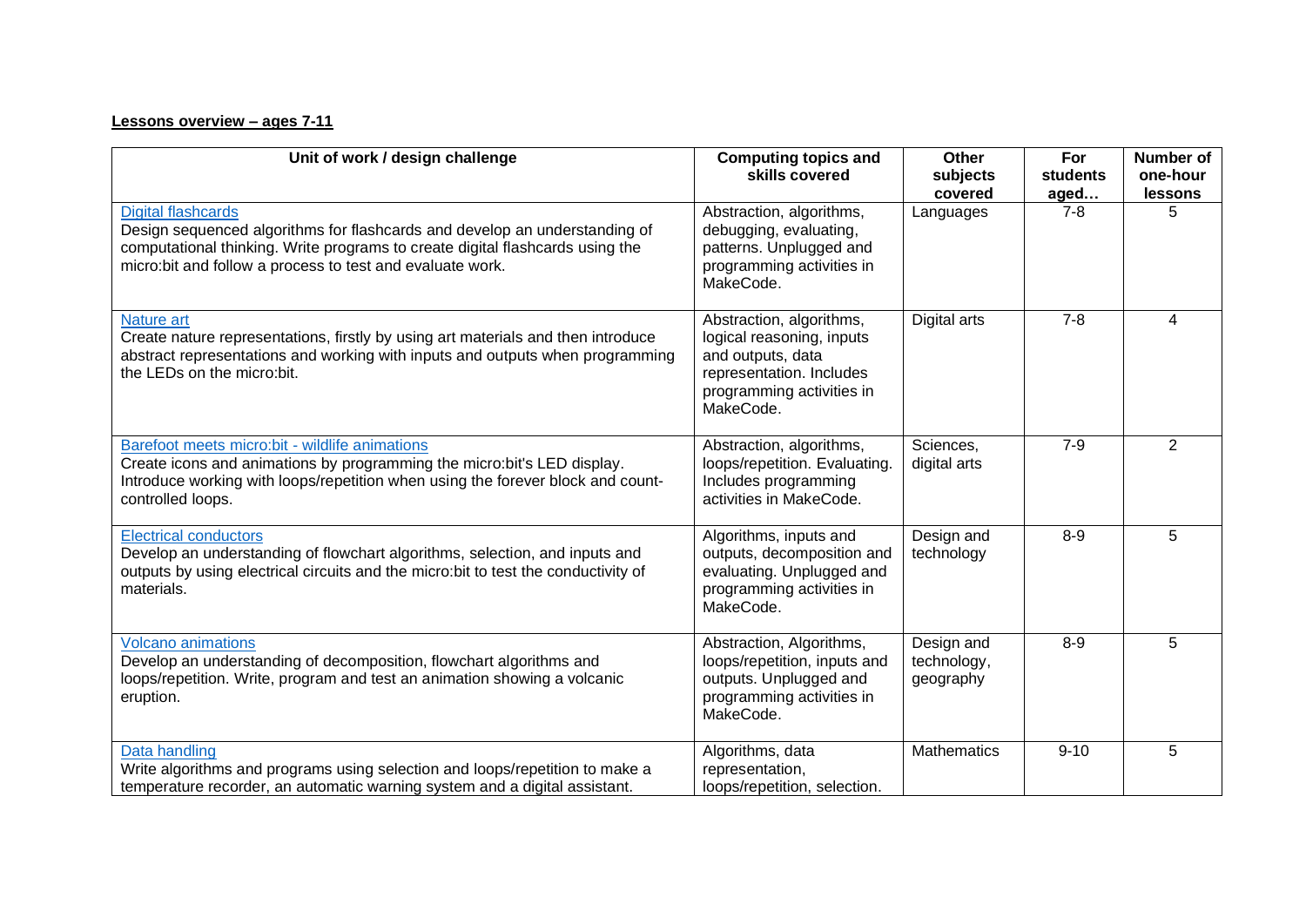**Lessons overview – ages 7-11**

| Unit of work / design challenge | Computing topics and skills covered | Other subjects covered | For students aged… | Number of one-hour lessons |
|---|---|---|---|---|
| Digital flashcards<br>Design sequenced algorithms for flashcards and develop an understanding of computational thinking. Write programs to create digital flashcards using the micro:bit and follow a process to test and evaluate work. | Abstraction, algorithms, debugging, evaluating, patterns. Unplugged and programming activities in MakeCode. | Languages | 7-8 | 5 |
| Nature art<br>Create nature representations, firstly by using art materials and then introduce abstract representations and working with inputs and outputs when programming the LEDs on the micro:bit. | Abstraction, algorithms, logical reasoning, inputs and outputs, data representation. Includes programming activities in MakeCode. | Digital arts | 7-8 | 4 |
| Barefoot meets micro:bit - wildlife animations<br>Create icons and animations by programming the micro:bit's LED display. Introduce working with loops/repetition when using the forever block and count-controlled loops. | Abstraction, algorithms, loops/repetition. Evaluating. Includes programming activities in MakeCode. | Sciences, digital arts | 7-9 | 2 |
| Electrical conductors<br>Develop an understanding of flowchart algorithms, selection, and inputs and outputs by using electrical circuits and the micro:bit to test the conductivity of materials. | Algorithms, inputs and outputs, decomposition and evaluating. Unplugged and programming activities in MakeCode. | Design and technology | 8-9 | 5 |
| Volcano animations<br>Develop an understanding of decomposition, flowchart algorithms and loops/repetition. Write, program and test an animation showing a volcanic eruption. | Abstraction, Algorithms, loops/repetition, inputs and outputs. Unplugged and programming activities in MakeCode. | Design and technology, geography | 8-9 | 5 |
| Data handling<br>Write algorithms and programs using selection and loops/repetition to make a temperature recorder, an automatic warning system and a digital assistant. | Algorithms, data representation, loops/repetition, selection. | Mathematics | 9-10 | 5 |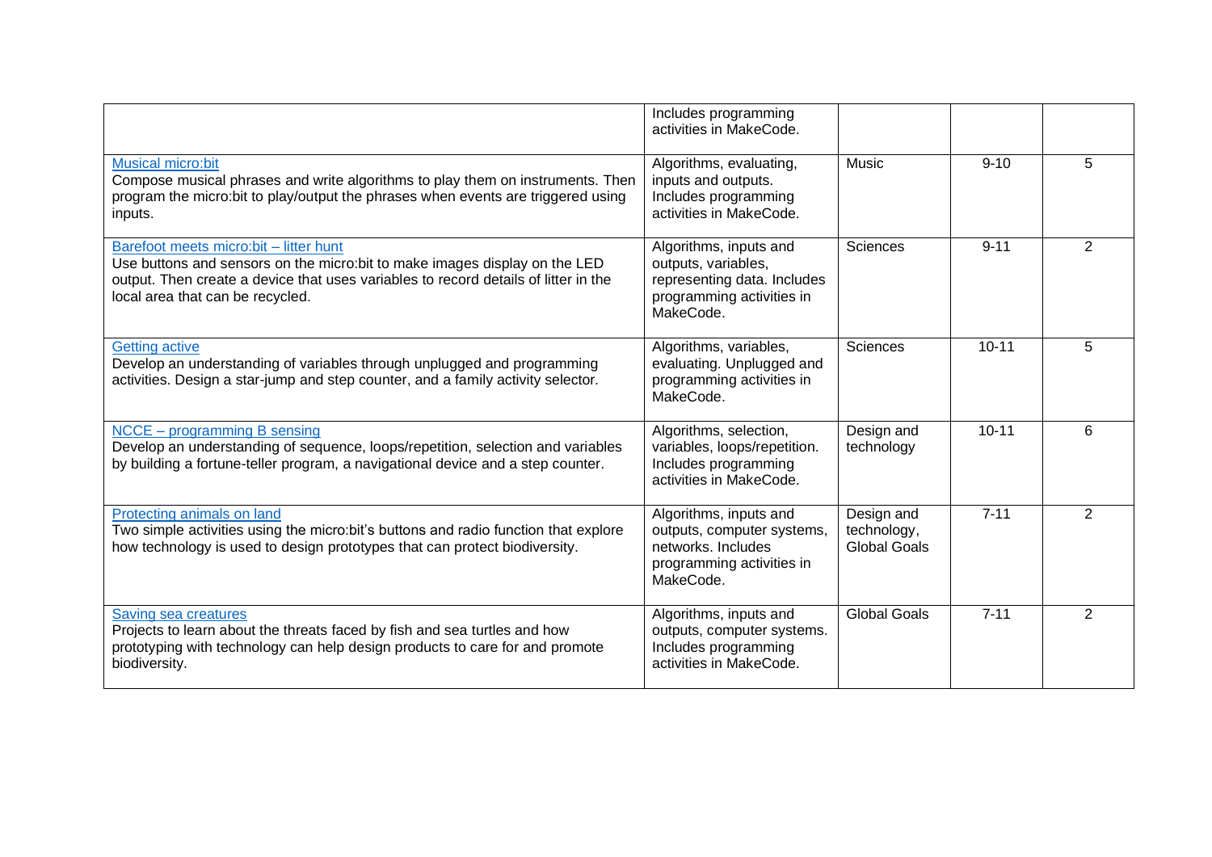| | | | | |
|---|---|---|---|---|
| | Includes programming activities in MakeCode. | | | |
| Musical micro:bit<br>Compose musical phrases and write algorithms to play them on instruments. Then program the micro:bit to play/output the phrases when events are triggered using inputs. | Algorithms, evaluating, inputs and outputs. Includes programming activities in MakeCode. | Music | 9-10 | 5 |
| Barefoot meets micro:bit – litter hunt<br>Use buttons and sensors on the micro:bit to make images display on the LED output. Then create a device that uses variables to record details of litter in the local area that can be recycled. | Algorithms, inputs and outputs, variables, representing data. Includes programming activities in MakeCode. | Sciences | 9-11 | 2 |
| Getting active<br>Develop an understanding of variables through unplugged and programming activities. Design a star-jump and step counter, and a family activity selector. | Algorithms, variables, evaluating. Unplugged and programming activities in MakeCode. | Sciences | 10-11 | 5 |
| NCCE – programming B sensing<br>Develop an understanding of sequence, loops/repetition, selection and variables by building a fortune-teller program, a navigational device and a step counter. | Algorithms, selection, variables, loops/repetition. Includes programming activities in MakeCode. | Design and technology | 10-11 | 6 |
| Protecting animals on land<br>Two simple activities using the micro:bit's buttons and radio function that explore how technology is used to design prototypes that can protect biodiversity. | Algorithms, inputs and outputs, computer systems, networks. Includes programming activities in MakeCode. | Design and technology, Global Goals | 7-11 | 2 |
| Saving sea creatures<br>Projects to learn about the threats faced by fish and sea turtles and how prototyping with technology can help design products to care for and promote biodiversity. | Algorithms, inputs and outputs, computer systems. Includes programming activities in MakeCode. | Global Goals | 7-11 | 2 |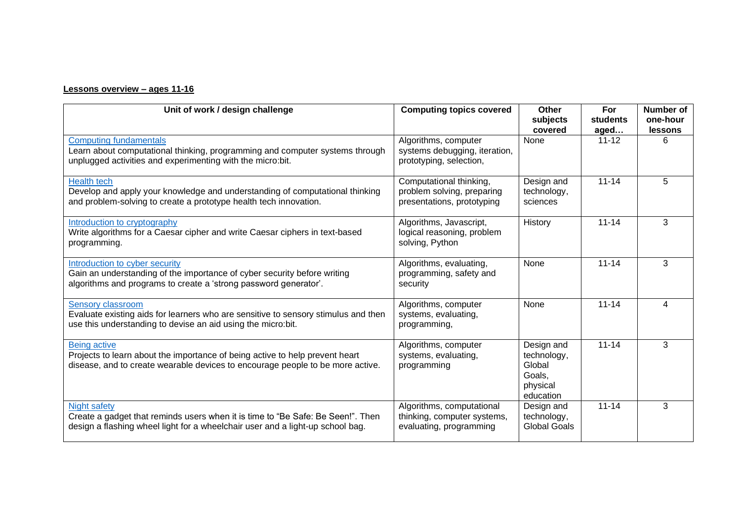**Lessons overview – ages 11-16**

| Unit of work / design challenge | Computing topics covered | Other subjects covered | For students aged… | Number of one-hour lessons |
|---|---|---|---|---|
| Computing fundamentals<br>Learn about computational thinking, programming and computer systems through unplugged activities and experimenting with the micro:bit. | Algorithms, computer systems debugging, iteration, prototyping, selection, | None | 11-12 | 6 |
| Health tech<br>Develop and apply your knowledge and understanding of computational thinking and problem-solving to create a prototype health tech innovation. | Computational thinking, problem solving, preparing presentations, prototyping | Design and technology, sciences | 11-14 | 5 |
| Introduction to cryptography<br>Write algorithms for a Caesar cipher and write Caesar ciphers in text-based programming. | Algorithms, Javascript, logical reasoning, problem solving, Python | History | 11-14 | 3 |
| Introduction to cyber security<br>Gain an understanding of the importance of cyber security before writing algorithms and programs to create a 'strong password generator'. | Algorithms, evaluating, programming, safety and security | None | 11-14 | 3 |
| Sensory classroom<br>Evaluate existing aids for learners who are sensitive to sensory stimulus and then use this understanding to devise an aid using the micro:bit. | Algorithms, computer systems, evaluating, programming, | None | 11-14 | 4 |
| Being active<br>Projects to learn about the importance of being active to help prevent heart disease, and to create wearable devices to encourage people to be more active. | Algorithms, computer systems, evaluating, programming | Design and technology, Global Goals, physical education | 11-14 | 3 |
| Night safety<br>Create a gadget that reminds users when it is time to "Be Safe: Be Seen!". Then design a flashing wheel light for a wheelchair user and a light-up school bag. | Algorithms, computational thinking, computer systems, evaluating, programming | Design and technology, Global Goals | 11-14 | 3 |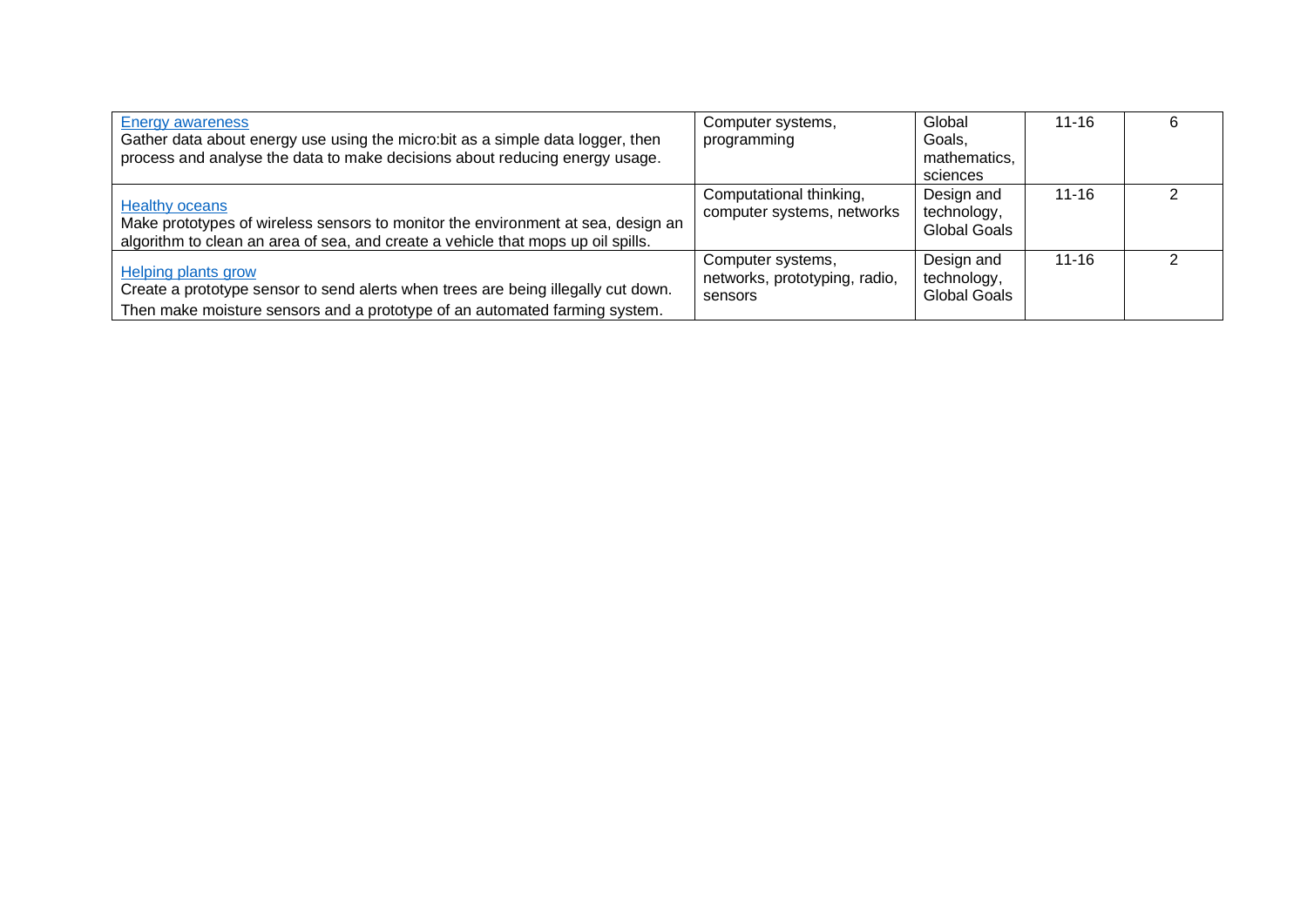| | | | | |
|---|---|---|---|---|
| Energy awareness<br>Gather data about energy use using the micro:bit as a simple data logger, then process and analyse the data to make decisions about reducing energy usage. | Computer systems, programming | Global Goals, mathematics, sciences | 11-16 | 6 |
| Healthy oceans<br>Make prototypes of wireless sensors to monitor the environment at sea, design an algorithm to clean an area of sea, and create a vehicle that mops up oil spills. | Computational thinking, computer systems, networks | Design and technology, Global Goals | 11-16 | 2 |
| Helping plants grow<br>Create a prototype sensor to send alerts when trees are being illegally cut down. Then make moisture sensors and a prototype of an automated farming system. | Computer systems, networks, prototyping, radio, sensors | Design and technology, Global Goals | 11-16 | 2 |